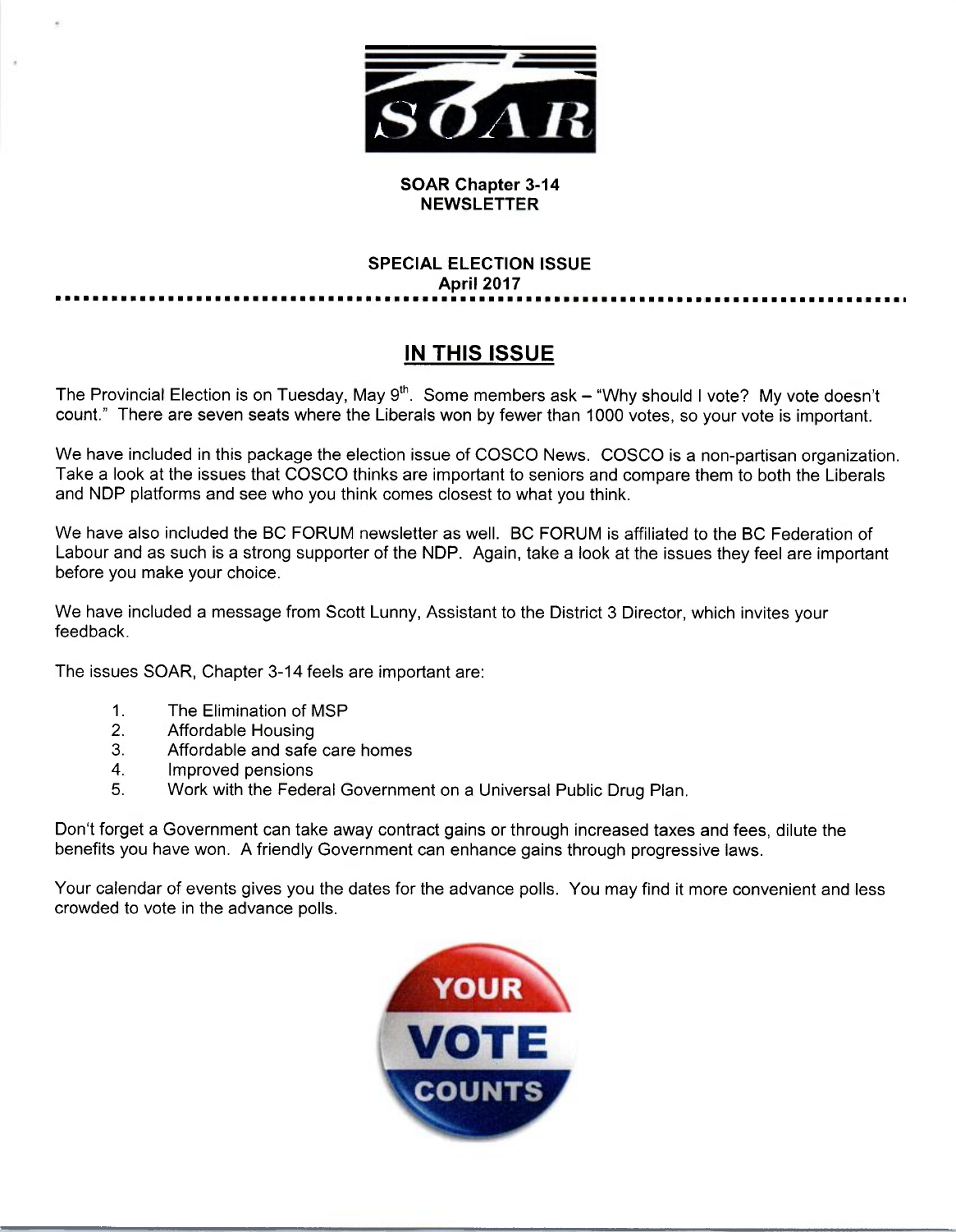SOAR

**SOAR Chapter 3-14**
**NEWSLETTER**

**SPECIAL ELECTION ISSUE**
**April 2017**

## IN THIS ISSUE

The Provincial Election is on Tuesday, May 9th. Some members ask – "Why should I vote? My vote doesn't count." There are seven seats where the Liberals won by fewer than 1000 votes, so your vote is important.

We have included in this package the election issue of COSCO News. COSCO is a non-partisan organization. Take a look at the issues that COSCO thinks are important to seniors and compare them to both the Liberals and NDP platforms and see who you think comes closest to what you think.

We have also included the BC FORUM newsletter as well. BC FORUM is affiliated to the BC Federation of Labour and as such is a strong supporter of the NDP. Again, take a look at the issues they feel are important before you make your choice.

We have included a message from Scott Lunny, Assistant to the District 3 Director, which invites your feedback.

The issues SOAR, Chapter 3-14 feels are important are:

1. The Elimination of MSP
2. Affordable Housing
3. Affordable and safe care homes
4. Improved pensions
5. Work with the Federal Government on a Universal Public Drug Plan.

Don't forget a Government can take away contract gains or through increased taxes and fees, dilute the benefits you have won. A friendly Government can enhance gains through progressive laws.

Your calendar of events gives you the dates for the advance polls. You may find it more convenient and less crowded to vote in the advance polls.

YOUR VOTE COUNTS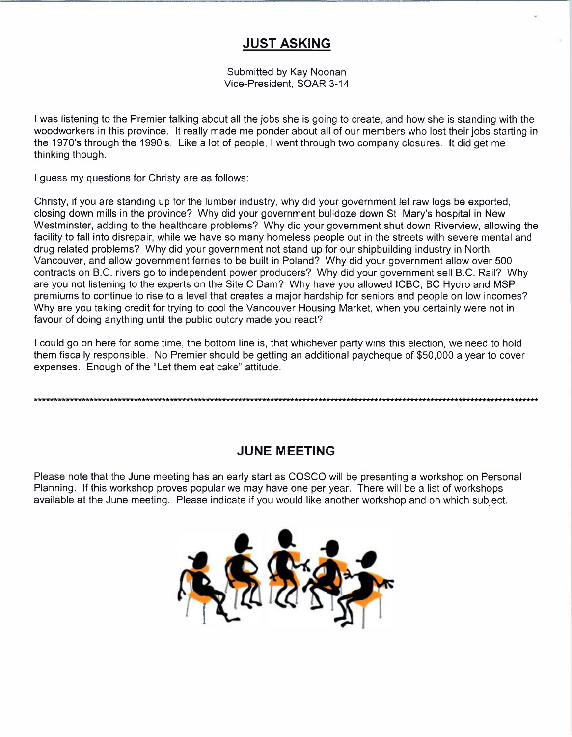## JUST ASKING

Submitted by Kay Noonan
Vice-President, SOAR 3-14

I was listening to the Premier talking about all the jobs she is going to create, and how she is standing with the woodworkers in this province. It really made me ponder about all of our members who lost their jobs starting in the 1970's through the 1990's. Like a lot of people, I went through two company closures. It did get me thinking though.

I guess my questions for Christy are as follows:

Christy, if you are standing up for the lumber industry, why did your government let raw logs be exported, closing down mills in the province? Why did your government bulldoze down St. Mary's hospital in New Westminster, adding to the healthcare problems? Why did your government shut down Riverview, allowing the facility to fall into disrepair, while we have so many homeless people out in the streets with severe mental and drug related problems? Why did your government not stand up for our shipbuilding industry in North Vancouver, and allow government ferries to be built in Poland? Why did your government allow over 500 contracts on B.C. rivers go to independent power producers? Why did your government sell B.C. Rail? Why are you not listening to the experts on the Site C Dam? Why have you allowed ICBC, BC Hydro and MSP premiums to continue to rise to a level that creates a major hardship for seniors and people on low incomes? Why are you taking credit for trying to cool the Vancouver Housing Market, when you certainly were not in favour of doing anything until the public outcry made you react?

I could go on here for some time, the bottom line is, that whichever party wins this election, we need to hold them fiscally responsible. No Premier should be getting an additional paycheque of $50,000 a year to cover expenses. Enough of the "Let them eat cake" attitude.

*****************************************************************************************************************************

## JUNE MEETING

Please note that the June meeting has an early start as COSCO will be presenting a workshop on Personal Planning. If this workshop proves popular we may have one per year. There will be a list of workshops available at the June meeting. Please indicate if you would like another workshop and on which subject.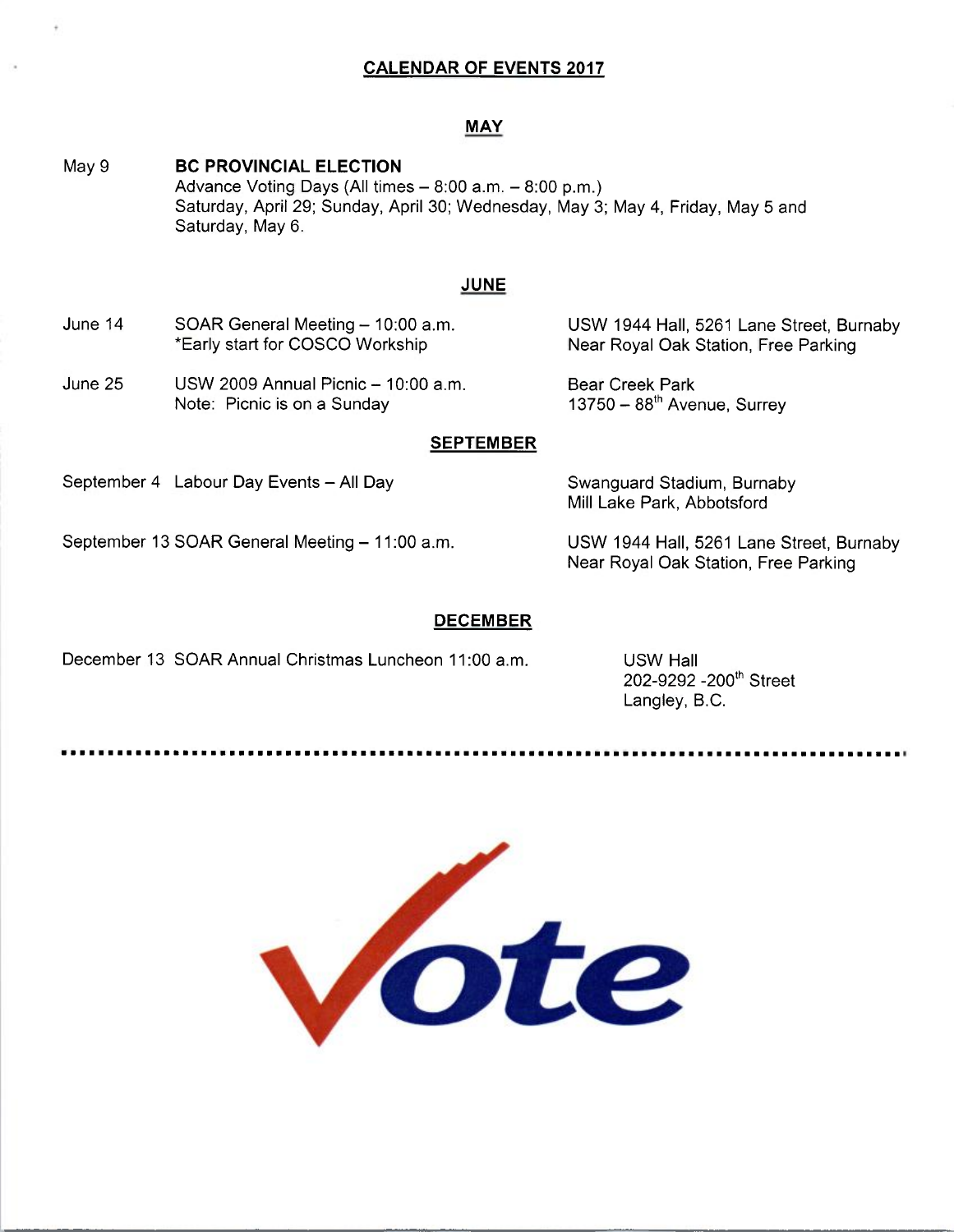## CALENDAR OF EVENTS 2017

### MAY

May 9 **BC PROVINCIAL ELECTION**
Advance Voting Days (All times – 8:00 a.m. – 8:00 p.m.)
Saturday, April 29; Sunday, April 30; Wednesday, May 3; May 4, Friday, May 5 and Saturday, May 6.

### JUNE

| | | |
|---|---|---|
| June 14 | SOAR General Meeting – 10:00 a.m.<br>*Early start for COSCO Workship | USW 1944 Hall, 5261 Lane Street, Burnaby<br>Near Royal Oak Station, Free Parking |
| June 25 | USW 2009 Annual Picnic – 10:00 a.m.<br>Note: Picnic is on a Sunday | Bear Creek Park<br>13750 – 88th Avenue, Surrey |

### SEPTEMBER

| | | |
|---|---|---|
| September 4 | Labour Day Events – All Day | Swanguard Stadium, Burnaby<br>Mill Lake Park, Abbotsford |
| September 13 | SOAR General Meeting – 11:00 a.m. | USW 1944 Hall, 5261 Lane Street, Burnaby<br>Near Royal Oak Station, Free Parking |

### DECEMBER

| | | |
|---|---|---|
| December 13 | SOAR Annual Christmas Luncheon 11:00 a.m. | USW Hall<br>202-9292 -200th Street<br>Langley, B.C. |

Vote